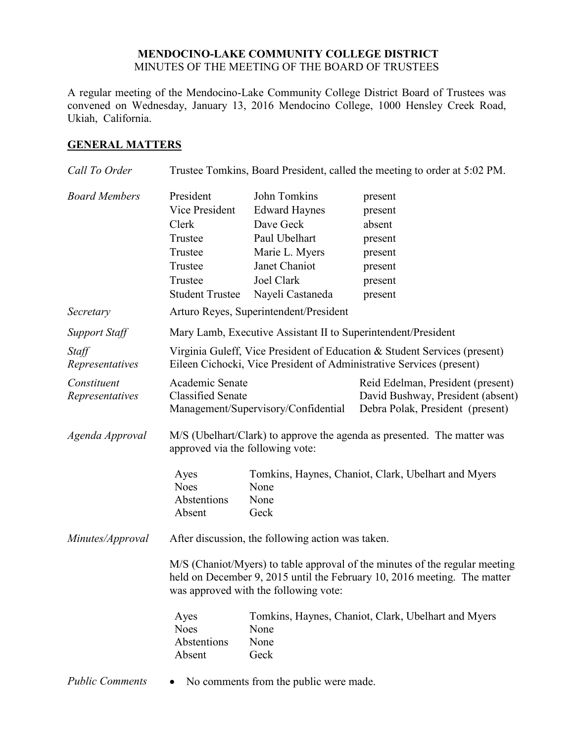**MENDOCINO-LAKE COMMUNITY COLLEGE DISTRICT**
MINUTES OF THE MEETING OF THE BOARD OF TRUSTEES

A regular meeting of the Mendocino-Lake Community College District Board of Trustees was convened on Wednesday, January 13, 2016 Mendocino College, 1000 Hensley Creek Road, Ukiah, California.

## GENERAL MATTERS

*Call To Order* — Trustee Tomkins, Board President, called the meeting to order at 5:02 PM.

*Board Members*

| | | |
|---|---|---|
| President | John Tomkins | present |
| Vice President | Edward Haynes | present |
| Clerk | Dave Geck | absent |
| Trustee | Paul Ubelhart | present |
| Trustee | Marie L. Myers | present |
| Trustee | Janet Chaniot | present |
| Trustee | Joel Clark | present |
| Student Trustee | Nayeli Castaneda | present |

*Secretary* — Arturo Reyes, Superintendent/President

*Support Staff* — Mary Lamb, Executive Assistant II to Superintendent/President

*Staff Representatives* — Virginia Guleff, Vice President of Education & Student Services (present)
Eileen Cichocki, Vice President of Administrative Services (present)

*Constituent Representatives*

| | |
|---|---|
| Academic Senate | Reid Edelman, President (present) |
| Classified Senate | David Bushway, President (absent) |
| Management/Supervisory/Confidential | Debra Polak, President (present) |

*Agenda Approval* — M/S (Ubelhart/Clark) to approve the agenda as presented. The matter was approved via the following vote:

| | |
|---|---|
| Ayes | Tomkins, Haynes, Chaniot, Clark, Ubelhart and Myers |
| Noes | None |
| Abstentions | None |
| Absent | Geck |

*Minutes/Approval* — After discussion, the following action was taken.

M/S (Chaniot/Myers) to table approval of the minutes of the regular meeting held on December 9, 2015 until the February 10, 2016 meeting. The matter was approved with the following vote:

| | |
|---|---|
| Ayes | Tomkins, Haynes, Chaniot, Clark, Ubelhart and Myers |
| Noes | None |
| Abstentions | None |
| Absent | Geck |

*Public Comments*

- No comments from the public were made.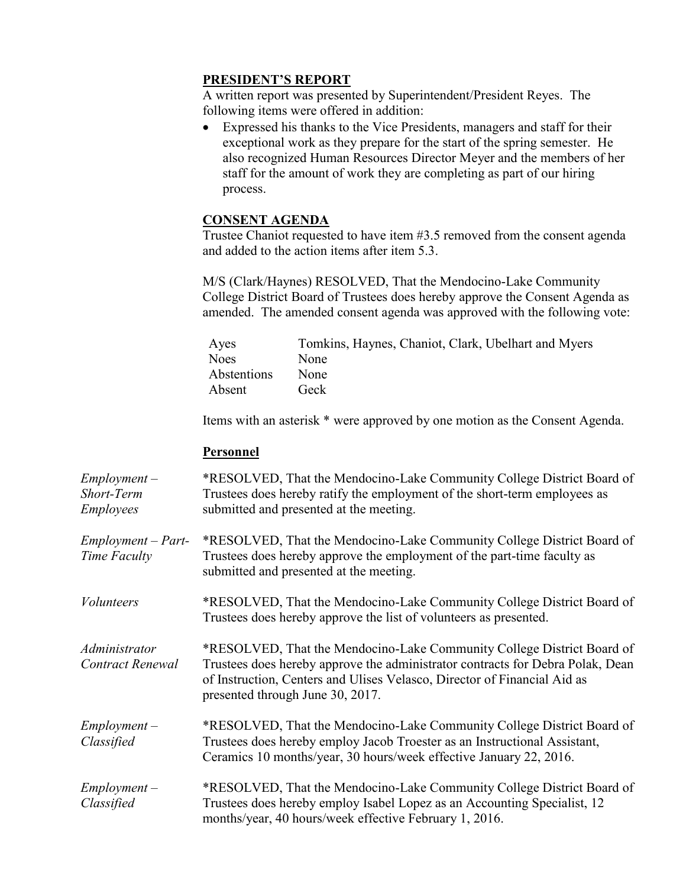**PRESIDENT'S REPORT**

A written report was presented by Superintendent/President Reyes. The following items were offered in addition:

- Expressed his thanks to the Vice Presidents, managers and staff for their exceptional work as they prepare for the start of the spring semester. He also recognized Human Resources Director Meyer and the members of her staff for the amount of work they are completing as part of our hiring process.

**CONSENT AGENDA**

Trustee Chaniot requested to have item #3.5 removed from the consent agenda and added to the action items after item 5.3.

M/S (Clark/Haynes) RESOLVED, That the Mendocino-Lake Community College District Board of Trustees does hereby approve the Consent Agenda as amended. The amended consent agenda was approved with the following vote:

| | |
|---|---|
| Ayes | Tomkins, Haynes, Chaniot, Clark, Ubelhart and Myers |
| Noes | None |
| Abstentions | None |
| Absent | Geck |

Items with an asterisk * were approved by one motion as the Consent Agenda.

**Personnel**

*Employment – Short-Term Employees*

*RESOLVED, That the Mendocino-Lake Community College District Board of Trustees does hereby ratify the employment of the short-term employees as submitted and presented at the meeting.

*Employment – Part-Time Faculty*

*RESOLVED, That the Mendocino-Lake Community College District Board of Trustees does hereby approve the employment of the part-time faculty as submitted and presented at the meeting.

*Volunteers*

*RESOLVED, That the Mendocino-Lake Community College District Board of Trustees does hereby approve the list of volunteers as presented.

*Administrator Contract Renewal*

*RESOLVED, That the Mendocino-Lake Community College District Board of Trustees does hereby approve the administrator contracts for Debra Polak, Dean of Instruction, Centers and Ulises Velasco, Director of Financial Aid as presented through June 30, 2017.

*Employment – Classified*

*RESOLVED, That the Mendocino-Lake Community College District Board of Trustees does hereby employ Jacob Troester as an Instructional Assistant, Ceramics 10 months/year, 30 hours/week effective January 22, 2016.

*Employment – Classified*

*RESOLVED, That the Mendocino-Lake Community College District Board of Trustees does hereby employ Isabel Lopez as an Accounting Specialist, 12 months/year, 40 hours/week effective February 1, 2016.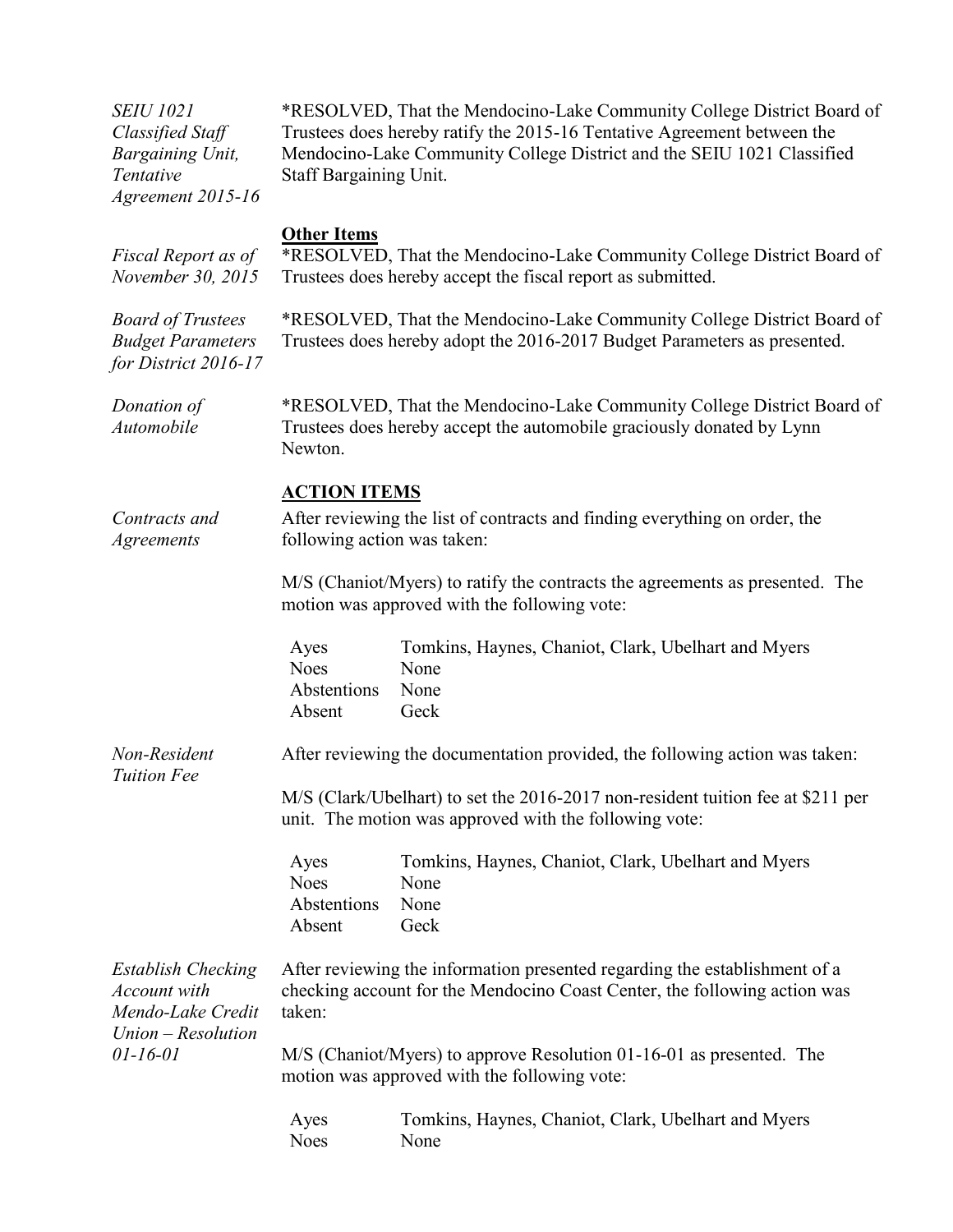*SEIU 1021 Classified Staff Bargaining Unit, Tentative Agreement 2015-16*

*RESOLVED, That the Mendocino-Lake Community College District Board of Trustees does hereby ratify the 2015-16 Tentative Agreement between the Mendocino-Lake Community College District and the SEIU 1021 Classified Staff Bargaining Unit.

**Other Items**

*Fiscal Report as of November 30, 2015*

*RESOLVED, That the Mendocino-Lake Community College District Board of Trustees does hereby accept the fiscal report as submitted.

*Board of Trustees Budget Parameters for District 2016-17*

*RESOLVED, That the Mendocino-Lake Community College District Board of Trustees does hereby adopt the 2016-2017 Budget Parameters as presented.

*Donation of Automobile*

*RESOLVED, That the Mendocino-Lake Community College District Board of Trustees does hereby accept the automobile graciously donated by Lynn Newton.

**ACTION ITEMS**

*Contracts and Agreements*

After reviewing the list of contracts and finding everything on order, the following action was taken:

M/S (Chaniot/Myers) to ratify the contracts the agreements as presented. The motion was approved with the following vote:

| | |
|---|---|
| Ayes | Tomkins, Haynes, Chaniot, Clark, Ubelhart and Myers |
| Noes | None |
| Abstentions | None |
| Absent | Geck |

*Non-Resident Tuition Fee*

After reviewing the documentation provided, the following action was taken:

M/S (Clark/Ubelhart) to set the 2016-2017 non-resident tuition fee at $211 per unit. The motion was approved with the following vote:

| | |
|---|---|
| Ayes | Tomkins, Haynes, Chaniot, Clark, Ubelhart and Myers |
| Noes | None |
| Abstentions | None |
| Absent | Geck |

*Establish Checking Account with Mendo-Lake Credit Union – Resolution 01-16-01*

After reviewing the information presented regarding the establishment of a checking account for the Mendocino Coast Center, the following action was taken:

M/S (Chaniot/Myers) to approve Resolution 01-16-01 as presented. The motion was approved with the following vote:

| | |
|---|---|
| Ayes | Tomkins, Haynes, Chaniot, Clark, Ubelhart and Myers |
| Noes | None |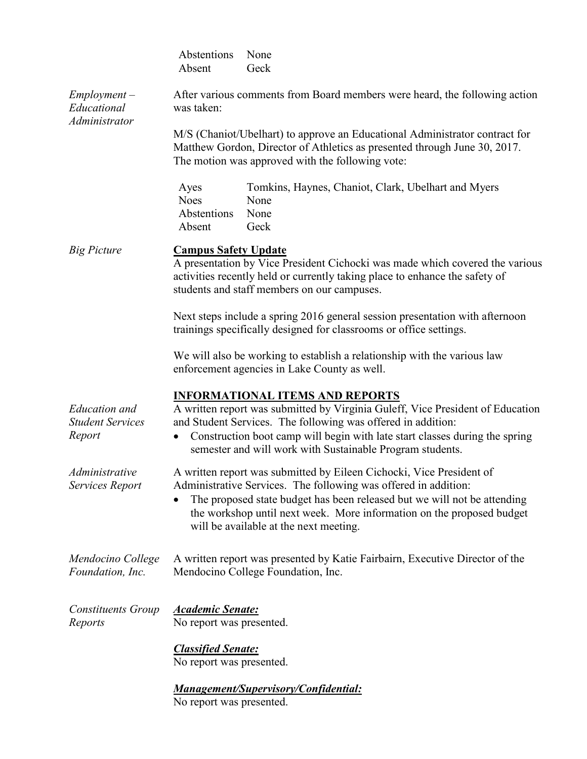| | |
|---|---|
| Abstentions | None |
| Absent | Geck |

*Employment – Educational Administrator*

After various comments from Board members were heard, the following action was taken:

M/S (Chaniot/Ubelhart) to approve an Educational Administrator contract for Matthew Gordon, Director of Athletics as presented through June 30, 2017. The motion was approved with the following vote:

| | |
|---|---|
| Ayes | Tomkins, Haynes, Chaniot, Clark, Ubelhart and Myers |
| Noes | None |
| Abstentions | None |
| Absent | Geck |

*Big Picture*

**Campus Safety Update**

A presentation by Vice President Cichocki was made which covered the various activities recently held or currently taking place to enhance the safety of students and staff members on our campuses.

Next steps include a spring 2016 general session presentation with afternoon trainings specifically designed for classrooms or office settings.

We will also be working to establish a relationship with the various law enforcement agencies in Lake County as well.

## INFORMATIONAL ITEMS AND REPORTS

*Education and Student Services Report*

A written report was submitted by Virginia Guleff, Vice President of Education and Student Services. The following was offered in addition:

- Construction boot camp will begin with late start classes during the spring semester and will work with Sustainable Program students.

*Administrative Services Report*

A written report was submitted by Eileen Cichocki, Vice President of Administrative Services. The following was offered in addition:

- The proposed state budget has been released but we will not be attending the workshop until next week. More information on the proposed budget will be available at the next meeting.

*Mendocino College Foundation, Inc.*

A written report was presented by Katie Fairbairn, Executive Director of the Mendocino College Foundation, Inc.

*Constituents Group Reports*

***Academic Senate:***

No report was presented.

***Classified Senate:***

No report was presented.

***Management/Supervisory/Confidential:***

No report was presented.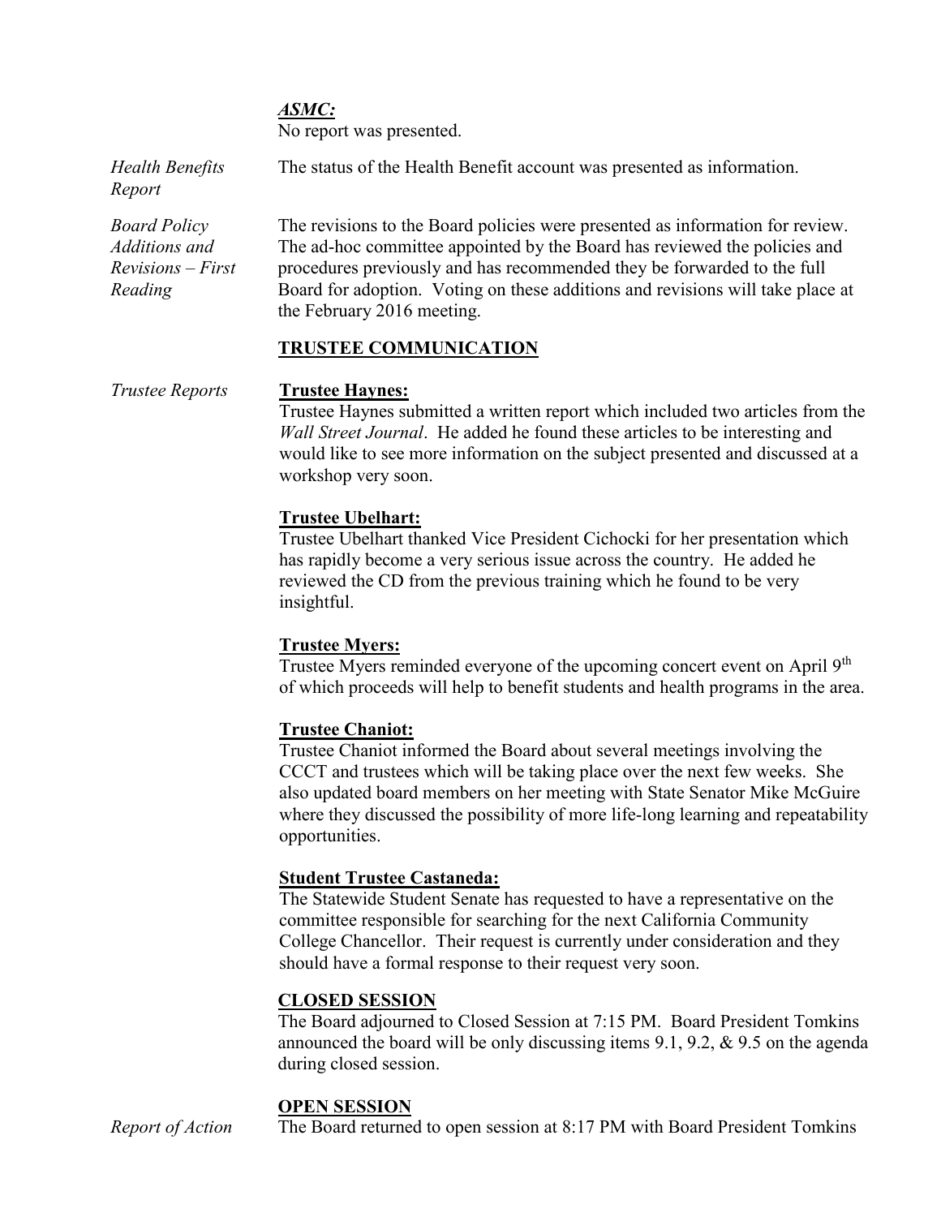***ASMC:***

No report was presented.

*Health Benefits Report*

The status of the Health Benefit account was presented as information.

*Board Policy Additions and Revisions – First Reading*

The revisions to the Board policies were presented as information for review. The ad-hoc committee appointed by the Board has reviewed the policies and procedures previously and has recommended they be forwarded to the full Board for adoption. Voting on these additions and revisions will take place at the February 2016 meeting.

**TRUSTEE COMMUNICATION**

*Trustee Reports*

**Trustee Haynes:**

Trustee Haynes submitted a written report which included two articles from the *Wall Street Journal*. He added he found these articles to be interesting and would like to see more information on the subject presented and discussed at a workshop very soon.

**Trustee Ubelhart:**

Trustee Ubelhart thanked Vice President Cichocki for her presentation which has rapidly become a very serious issue across the country. He added he reviewed the CD from the previous training which he found to be very insightful.

**Trustee Myers:**

Trustee Myers reminded everyone of the upcoming concert event on April 9th of which proceeds will help to benefit students and health programs in the area.

**Trustee Chaniot:**

Trustee Chaniot informed the Board about several meetings involving the CCCT and trustees which will be taking place over the next few weeks. She also updated board members on her meeting with State Senator Mike McGuire where they discussed the possibility of more life-long learning and repeatability opportunities.

**Student Trustee Castaneda:**

The Statewide Student Senate has requested to have a representative on the committee responsible for searching for the next California Community College Chancellor. Their request is currently under consideration and they should have a formal response to their request very soon.

**CLOSED SESSION**

The Board adjourned to Closed Session at 7:15 PM. Board President Tomkins announced the board will be only discussing items 9.1, 9.2, & 9.5 on the agenda during closed session.

**OPEN SESSION**

*Report of Action*

The Board returned to open session at 8:17 PM with Board President Tomkins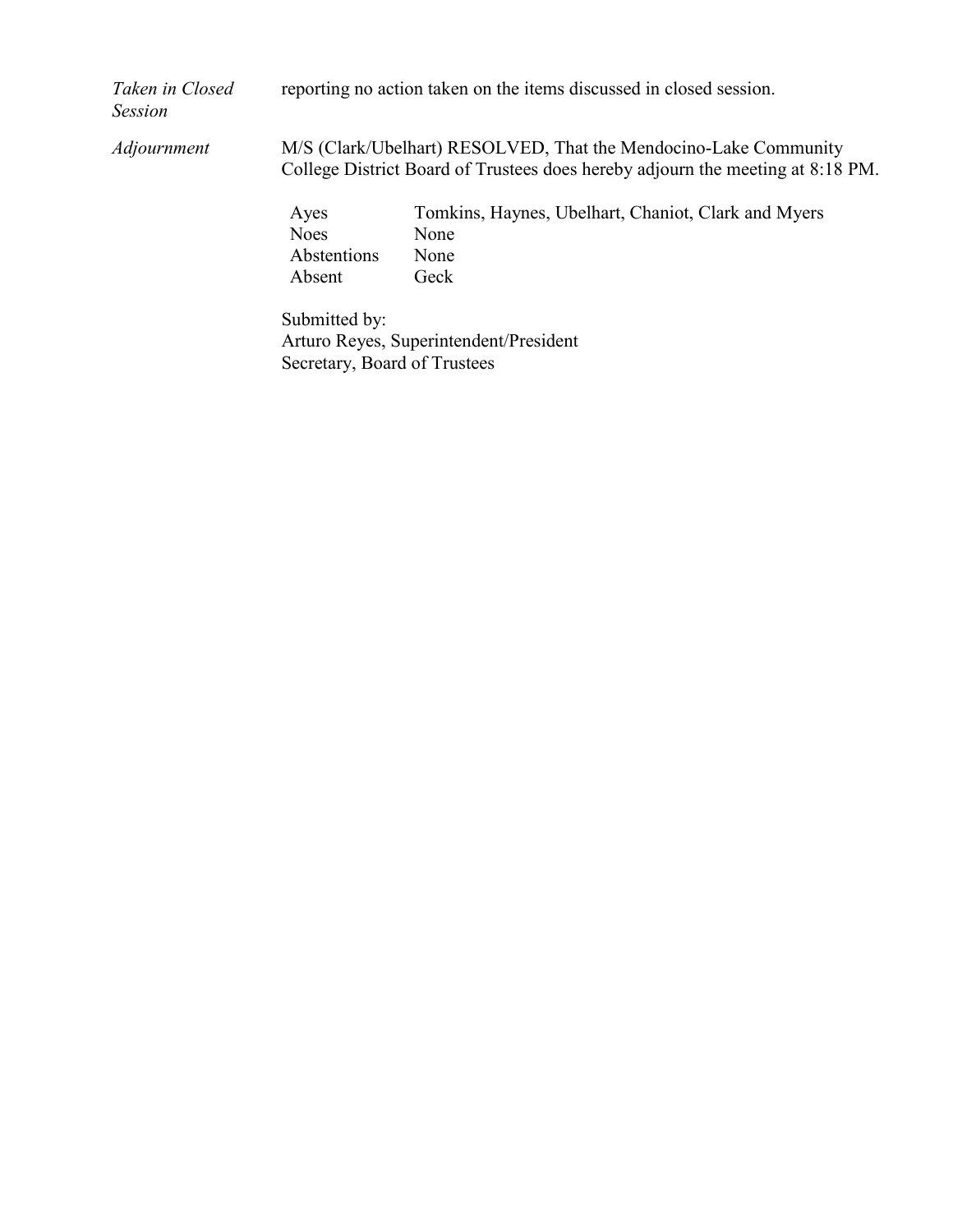*Taken in Closed Session* reporting no action taken on the items discussed in closed session.

*Adjournment* M/S (Clark/Ubelhart) RESOLVED, That the Mendocino-Lake Community College District Board of Trustees does hereby adjourn the meeting at 8:18 PM.

| | |
|---|---|
| Ayes | Tomkins, Haynes, Ubelhart, Chaniot, Clark and Myers |
| Noes | None |
| Abstentions | None |
| Absent | Geck |

Submitted by:
Arturo Reyes, Superintendent/President
Secretary, Board of Trustees